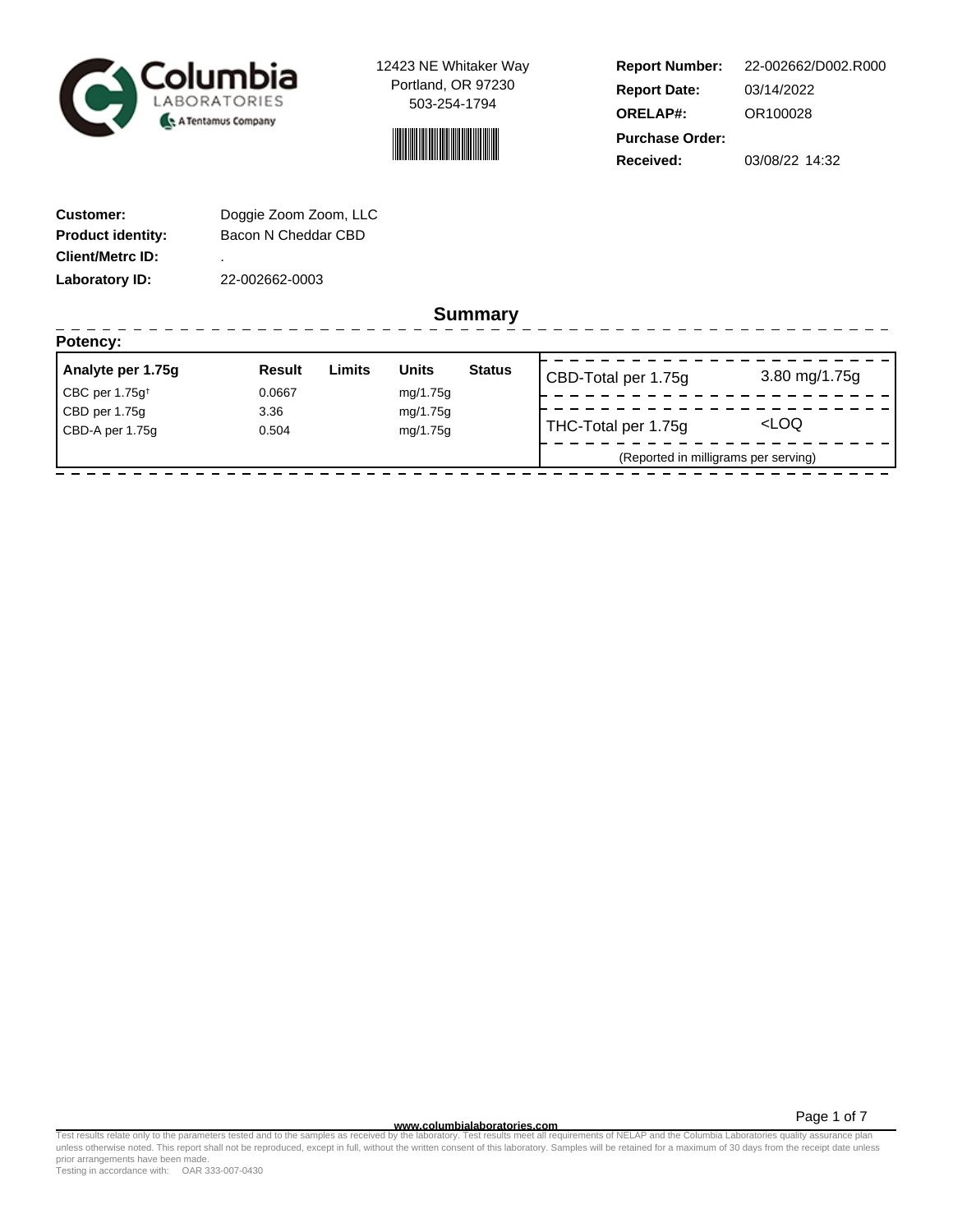Columbia LABORATORIES
A Tentamus Company

12423 NE Whitaker Way
Portland, OR 97230
503-254-1794

| | |
|---|---|
| **Report Number:** | 22-002662/D002.R000 |
| **Report Date:** | 03/14/2022 |
| **ORELAP#:** | OR100028 |
| **Purchase Order:** | |
| **Received:** | 03/08/22 14:32 |

| | |
|---|---|
| **Customer:** | Doggie Zoom Zoom, LLC |
| **Product identity:** | Bacon N Cheddar CBD |
| **Client/Metrc ID:** | . |
| **Laboratory ID:** | 22-002662-0003 |

## Summary

**Potency:**

| Analyte per 1.75g | Result | Limits | Units | Status |
|---|---|---|---|---|
| CBC per 1.75g† | 0.0667 | | mg/1.75g | |
| CBD per 1.75g | 3.36 | | mg/1.75g | |
| CBD-A per 1.75g | 0.504 | | mg/1.75g | |

| | |
|---|---|
| CBD-Total per 1.75g | 3.80 mg/1.75g |
| THC-Total per 1.75g | <LOQ |

(Reported in milligrams per serving)

www.columbialaboratories.com

Test results relate only to the parameters tested and to the samples as received by the laboratory. Test results meet all requirements of NELAP and the Columbia Laboratories quality assurance plan unless otherwise noted. This report shall not be reproduced, except in full, without the written consent of this laboratory. Samples will be retained for a maximum of 30 days from the receipt date unless prior arrangements have been made.
Testing in accordance with: OAR 333-007-0430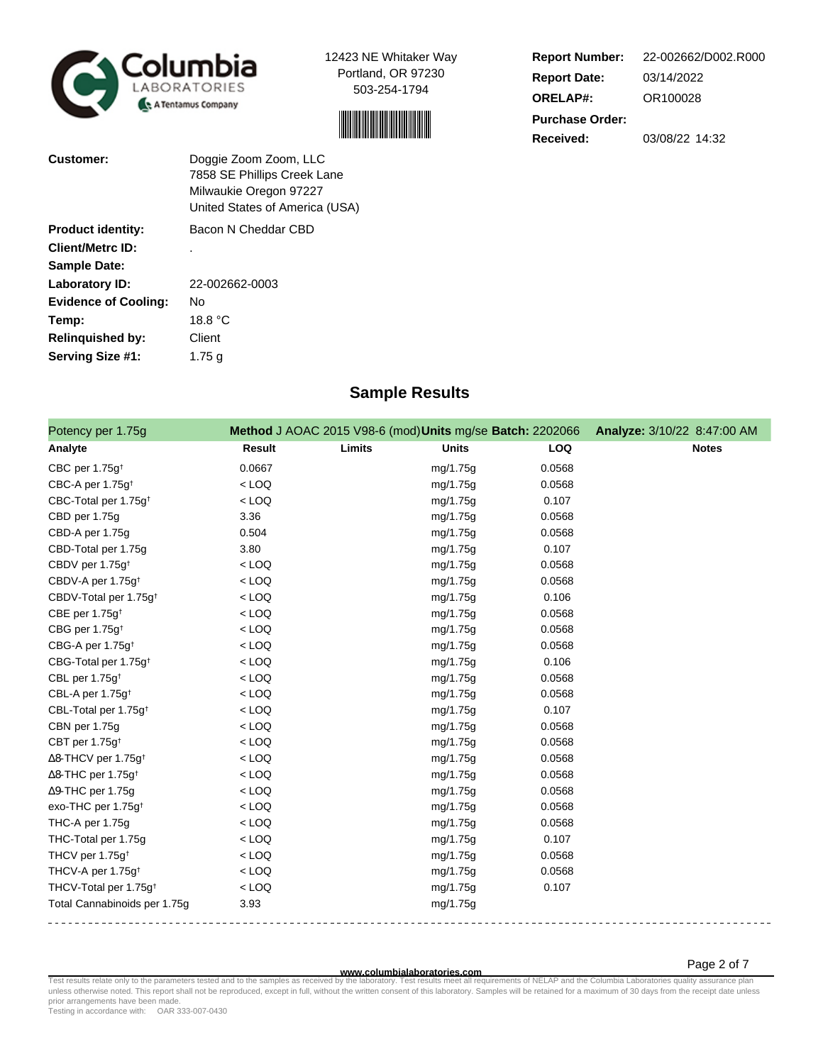Columbia Laboratories
A Tentamus Company

12423 NE Whitaker Way
Portland, OR 97230
503-254-1794

**Report Number:** 22-002662/D002.R000
**Report Date:** 03/14/2022
**ORELAP#:** OR100028
**Purchase Order:**
**Received:** 03/08/22 14:32

**Customer:** Doggie Zoom Zoom, LLC
7858 SE Phillips Creek Lane
Milwaukie Oregon 97227
United States of America (USA)

**Product identity:** Bacon N Cheddar CBD
**Client/Metrc ID:** .
**Sample Date:**
**Laboratory ID:** 22-002662-0003
**Evidence of Cooling:** No
**Temp:** 18.8 °C
**Relinquished by:** Client
**Serving Size #1:** 1.75 g

## Sample Results

Potency per 1.75g — **Method** J AOAC 2015 V98-6 (mod) **Units** mg/se **Batch:** 2202066 **Analyze:** 3/10/22 8:47:00 AM

| Analyte | Result | Limits | Units | LOQ | Notes |
|---|---|---|---|---|---|
| CBC per 1.75g† | 0.0667 | | mg/1.75g | 0.0568 | |
| CBC-A per 1.75g† | < LOQ | | mg/1.75g | 0.0568 | |
| CBC-Total per 1.75g† | < LOQ | | mg/1.75g | 0.107 | |
| CBD per 1.75g | 3.36 | | mg/1.75g | 0.0568 | |
| CBD-A per 1.75g | 0.504 | | mg/1.75g | 0.0568 | |
| CBD-Total per 1.75g | 3.80 | | mg/1.75g | 0.107 | |
| CBDV per 1.75g† | < LOQ | | mg/1.75g | 0.0568 | |
| CBDV-A per 1.75g† | < LOQ | | mg/1.75g | 0.0568 | |
| CBDV-Total per 1.75g† | < LOQ | | mg/1.75g | 0.106 | |
| CBE per 1.75g† | < LOQ | | mg/1.75g | 0.0568 | |
| CBG per 1.75g† | < LOQ | | mg/1.75g | 0.0568 | |
| CBG-A per 1.75g† | < LOQ | | mg/1.75g | 0.0568 | |
| CBG-Total per 1.75g† | < LOQ | | mg/1.75g | 0.106 | |
| CBL per 1.75g† | < LOQ | | mg/1.75g | 0.0568 | |
| CBL-A per 1.75g† | < LOQ | | mg/1.75g | 0.0568 | |
| CBL-Total per 1.75g† | < LOQ | | mg/1.75g | 0.107 | |
| CBN per 1.75g | < LOQ | | mg/1.75g | 0.0568 | |
| CBT per 1.75g† | < LOQ | | mg/1.75g | 0.0568 | |
| Δ8-THCV per 1.75g† | < LOQ | | mg/1.75g | 0.0568 | |
| Δ8-THC per 1.75g† | < LOQ | | mg/1.75g | 0.0568 | |
| Δ9-THC per 1.75g | < LOQ | | mg/1.75g | 0.0568 | |
| exo-THC per 1.75g† | < LOQ | | mg/1.75g | 0.0568 | |
| THC-A per 1.75g | < LOQ | | mg/1.75g | 0.0568 | |
| THC-Total per 1.75g | < LOQ | | mg/1.75g | 0.107 | |
| THCV per 1.75g† | < LOQ | | mg/1.75g | 0.0568 | |
| THCV-A per 1.75g† | < LOQ | | mg/1.75g | 0.0568 | |
| THCV-Total per 1.75g† | < LOQ | | mg/1.75g | 0.107 | |
| Total Cannabinoids per 1.75g | 3.93 | | mg/1.75g | | |

www.columbialaboratories.com

Test results relate only to the parameters tested and to the samples as received by the laboratory. Test results meet all requirements of NELAP and the Columbia Laboratories quality assurance plan unless otherwise noted. This report shall not be reproduced, except in full, without the written consent of this laboratory. Samples will be retained for a maximum of 30 days from the receipt date unless prior arrangements have been made.
Testing in accordance with: OAR 333-007-0430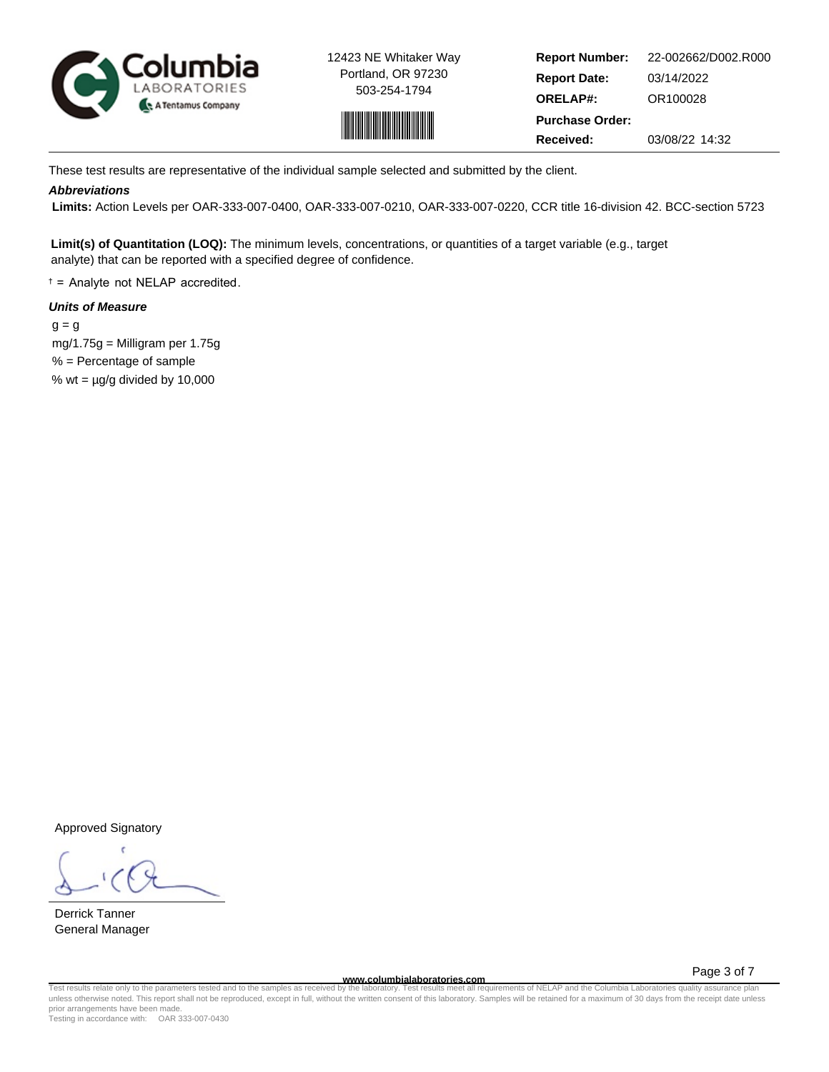12423 NE Whitaker Way
Portland, OR 97230
503-254-1794

| | |
|---|---|
| **Report Number:** | 22-002662/D002.R000 |
| **Report Date:** | 03/14/2022 |
| **ORELAP#:** | OR100028 |
| **Purchase Order:** | |
| **Received:** | 03/08/22 14:32 |

These test results are representative of the individual sample selected and submitted by the client.

***Abbreviations***

**Limits:** Action Levels per OAR-333-007-0400, OAR-333-007-0210, OAR-333-007-0220, CCR title 16-division 42. BCC-section 5723

**Limit(s) of Quantitation (LOQ):** The minimum levels, concentrations, or quantities of a target variable (e.g., target analyte) that can be reported with a specified degree of confidence.

† = Analyte not NELAP accredited.

***Units of Measure***

g = g
mg/1.75g = Milligram per 1.75g
% = Percentage of sample
% wt = µg/g divided by 10,000

Approved Signatory

Derrick Tanner
General Manager

www.columbialaboratories.com

Test results relate only to the parameters tested and to the samples as received by the laboratory. Test results meet all requirements of NELAP and the Columbia Laboratories quality assurance plan unless otherwise noted. This report shall not be reproduced, except in full, without the written consent of this laboratory. Samples will be retained for a maximum of 30 days from the receipt date unless prior arrangements have been made.
Testing in accordance with: OAR 333-007-0430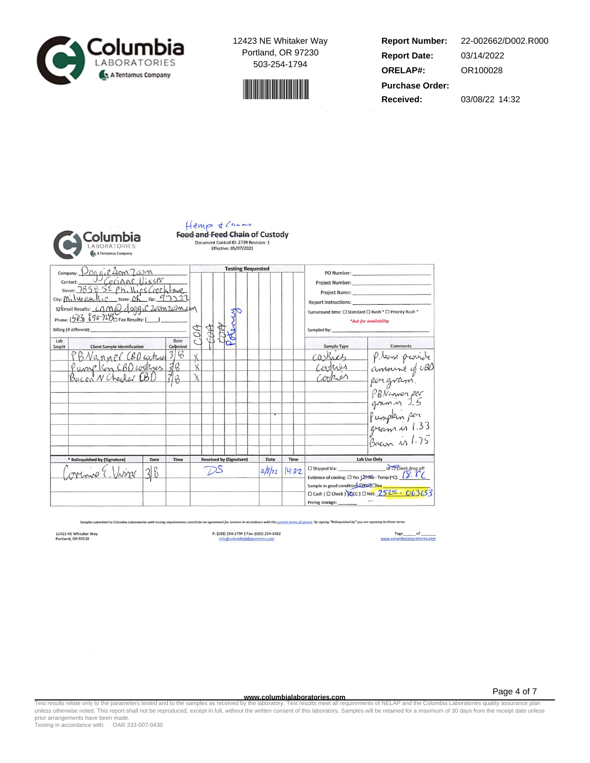**Columbia LABORATORIES** — A Tentamus Company

12423 NE Whitaker Way
Portland, OR 97230
503-254-1794

| | |
|---|---|
| **Report Number:** | 22-002662/D002.R000 |
| **Report Date:** | 03/14/2022 |
| **ORELAP#:** | OR100028 |
| **Purchase Order:** | |
| **Received:** | 03/08/22 14:32 |

## Columbia LABORATORIES — Hemp & Cannabis ~~Food and Feed~~ Chain of Custody

Document Control ID: 2739 Revision: 1
Effective: 05/07/2021

Company: Doggie Zoom Zoom
Contact: Corinne Visser
Street: 7358 SE Phillips Creek Lane
City: Milwaukie State: OR Zip: 97222
☑ Email Results: cnm@doggiezoomzoom.com
Phone: (503) 890-7213 ☐ Fax Results: ( )
Billing (if different):

PO Number:
Project Number:
Project Name:
Report Instructions:
Turnaround time: ☐ Standard ☐ Rush * ☐ Priority Rush *
*Ask for availability*
Sampled by:

**Testing Requested:** COA, COA, COA, Potency

| Lab Smpl# | Client Sample Identification | Date Collected | COA | | | Potency | Sample Type | Comments |
|---|---|---|---|---|---|---|---|---|
| | PBNanner CBD cookies | 3/8 | X | | | | cookies | Please provide amount of CBD per gram. |
| | Pumpkin CBD cookies | 3/8 | X | | | | cookies | PBNanner per gram is 2.5 |
| | Bacon N Cheddar CBD | 3/8 | X | | | | cookies | Pumpkin per gram is 1.33 |
| | | | | | | | | Bacon is 1.75 |

| * Relinquished by (Signature) | Date | Time | Received by (Signature) | Date | Time |
|---|---|---|---|---|---|
| Corinne E. Visser | 3/8 | | DS | 3/8/22 | 14:32 |

**Lab Use Only**
☐ Shipped Via: ______ or ☑ Client drop off
Evidence of cooling: ☐ Yes ☑ No - Temp (°C): 18.8 C
Sample in good condition ☑ Yes ☐ No
☐ Cash | ☐ Check | ☑ CC | ☐ Net: 252.00 - 063653
Prelog storage:

*Samples submitted to Columbia Laboratories with testing requirements constitute an agreement for services in accordance with the current terms of service. By signing "Relinquished by" you are agreeing to these terms*

12423 NE Whitaker Way, Portland, OR 97230 | P: (503) 254-1794 | Fax: (503) 254-1452 | Info@columbialaboratories.com | www.columbialaboratories.com

Test results relate only to the parameters tested and to the samples as received by the laboratory. Test results meet all requirements of NELAP and the Columbia Laboratories quality assurance plan unless otherwise noted. This report shall not be reproduced, except in full, without the written consent of this laboratory. Samples will be retained for a maximum of 30 days from the receipt date unless prior arrangements have been made.
Testing in accordance with: OAR 333-007-0430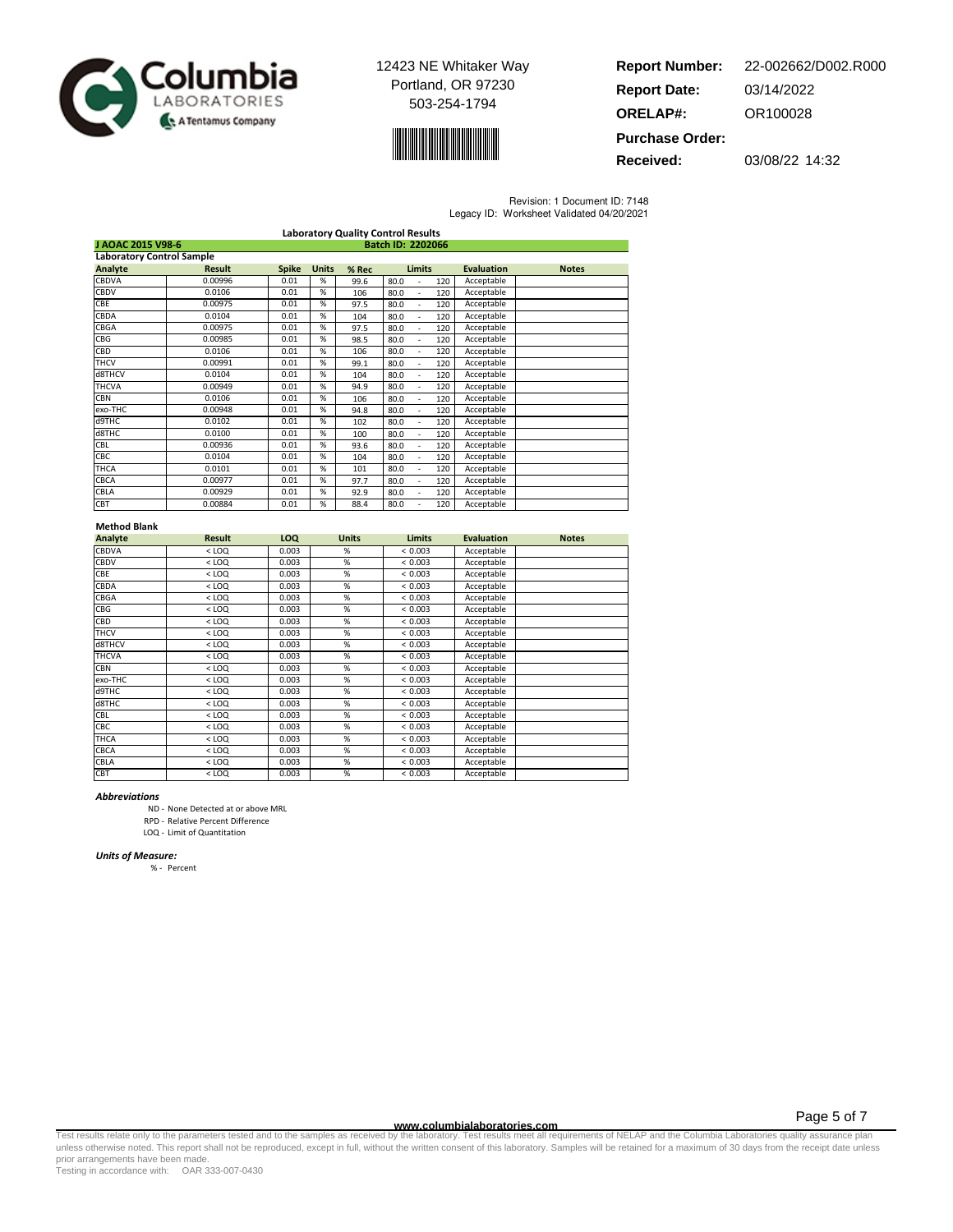12423 NE Whitaker Way
Portland, OR 97230
503-254-1794

**Report Number:** 22-002662/D002.R000
**Report Date:** 03/14/2022
**ORELAP#:** OR100028
**Purchase Order:**
**Received:** 03/08/22 14:32

Revision: 1 Document ID: 7148
Legacy ID: Worksheet Validated 04/20/2021

## Laboratory Quality Control Results

**J AOAC 2015 V98-6** **Batch ID: 2202066**

### Laboratory Control Sample

| Analyte | Result | Spike | Units | % Rec | Limits | Evaluation | Notes |
|---|---|---|---|---|---|---|---|
| CBDVA | 0.00996 | 0.01 | % | 99.6 | 80.0 - 120 | Acceptable | |
| CBDV | 0.0106 | 0.01 | % | 106 | 80.0 - 120 | Acceptable | |
| CBE | 0.00975 | 0.01 | % | 97.5 | 80.0 - 120 | Acceptable | |
| CBDA | 0.0104 | 0.01 | % | 104 | 80.0 - 120 | Acceptable | |
| CBGA | 0.00975 | 0.01 | % | 97.5 | 80.0 - 120 | Acceptable | |
| CBG | 0.00985 | 0.01 | % | 98.5 | 80.0 - 120 | Acceptable | |
| CBD | 0.0106 | 0.01 | % | 106 | 80.0 - 120 | Acceptable | |
| THCV | 0.00991 | 0.01 | % | 99.1 | 80.0 - 120 | Acceptable | |
| d8THCV | 0.0104 | 0.01 | % | 104 | 80.0 - 120 | Acceptable | |
| THCVA | 0.00949 | 0.01 | % | 94.9 | 80.0 - 120 | Acceptable | |
| CBN | 0.0106 | 0.01 | % | 106 | 80.0 - 120 | Acceptable | |
| exo-THC | 0.00948 | 0.01 | % | 94.8 | 80.0 - 120 | Acceptable | |
| d9THC | 0.0102 | 0.01 | % | 102 | 80.0 - 120 | Acceptable | |
| d8THC | 0.0100 | 0.01 | % | 100 | 80.0 - 120 | Acceptable | |
| CBL | 0.00936 | 0.01 | % | 93.6 | 80.0 - 120 | Acceptable | |
| CBC | 0.0104 | 0.01 | % | 104 | 80.0 - 120 | Acceptable | |
| THCA | 0.0101 | 0.01 | % | 101 | 80.0 - 120 | Acceptable | |
| CBCA | 0.00977 | 0.01 | % | 97.7 | 80.0 - 120 | Acceptable | |
| CBLA | 0.00929 | 0.01 | % | 92.9 | 80.0 - 120 | Acceptable | |
| CBT | 0.00884 | 0.01 | % | 88.4 | 80.0 - 120 | Acceptable | |

### Method Blank

| Analyte | Result | LOQ | Units | Limits | Evaluation | Notes |
|---|---|---|---|---|---|---|
| CBDVA | < LOQ | 0.003 | % | < 0.003 | Acceptable | |
| CBDV | < LOQ | 0.003 | % | < 0.003 | Acceptable | |
| CBE | < LOQ | 0.003 | % | < 0.003 | Acceptable | |
| CBDA | < LOQ | 0.003 | % | < 0.003 | Acceptable | |
| CBGA | < LOQ | 0.003 | % | < 0.003 | Acceptable | |
| CBG | < LOQ | 0.003 | % | < 0.003 | Acceptable | |
| CBD | < LOQ | 0.003 | % | < 0.003 | Acceptable | |
| THCV | < LOQ | 0.003 | % | < 0.003 | Acceptable | |
| d8THCV | < LOQ | 0.003 | % | < 0.003 | Acceptable | |
| THCVA | < LOQ | 0.003 | % | < 0.003 | Acceptable | |
| CBN | < LOQ | 0.003 | % | < 0.003 | Acceptable | |
| exo-THC | < LOQ | 0.003 | % | < 0.003 | Acceptable | |
| d9THC | < LOQ | 0.003 | % | < 0.003 | Acceptable | |
| d8THC | < LOQ | 0.003 | % | < 0.003 | Acceptable | |
| CBL | < LOQ | 0.003 | % | < 0.003 | Acceptable | |
| CBC | < LOQ | 0.003 | % | < 0.003 | Acceptable | |
| THCA | < LOQ | 0.003 | % | < 0.003 | Acceptable | |
| CBCA | < LOQ | 0.003 | % | < 0.003 | Acceptable | |
| CBLA | < LOQ | 0.003 | % | < 0.003 | Acceptable | |
| CBT | < LOQ | 0.003 | % | < 0.003 | Acceptable | |

***Abbreviations***

ND - None Detected at or above MRL
RPD - Relative Percent Difference
LOQ - Limit of Quantitation

***Units of Measure:***

% - Percent

www.columbialaboratories.com

Test results relate only to the parameters tested and to the samples as received by the laboratory. Test results meet all requirements of NELAP and the Columbia Laboratories quality assurance plan unless otherwise noted. This report shall not be reproduced, except in full, without the written consent of this laboratory. Samples will be retained for a maximum of 30 days from the receipt date unless prior arrangements have been made.
Testing in accordance with: OAR 333-007-0430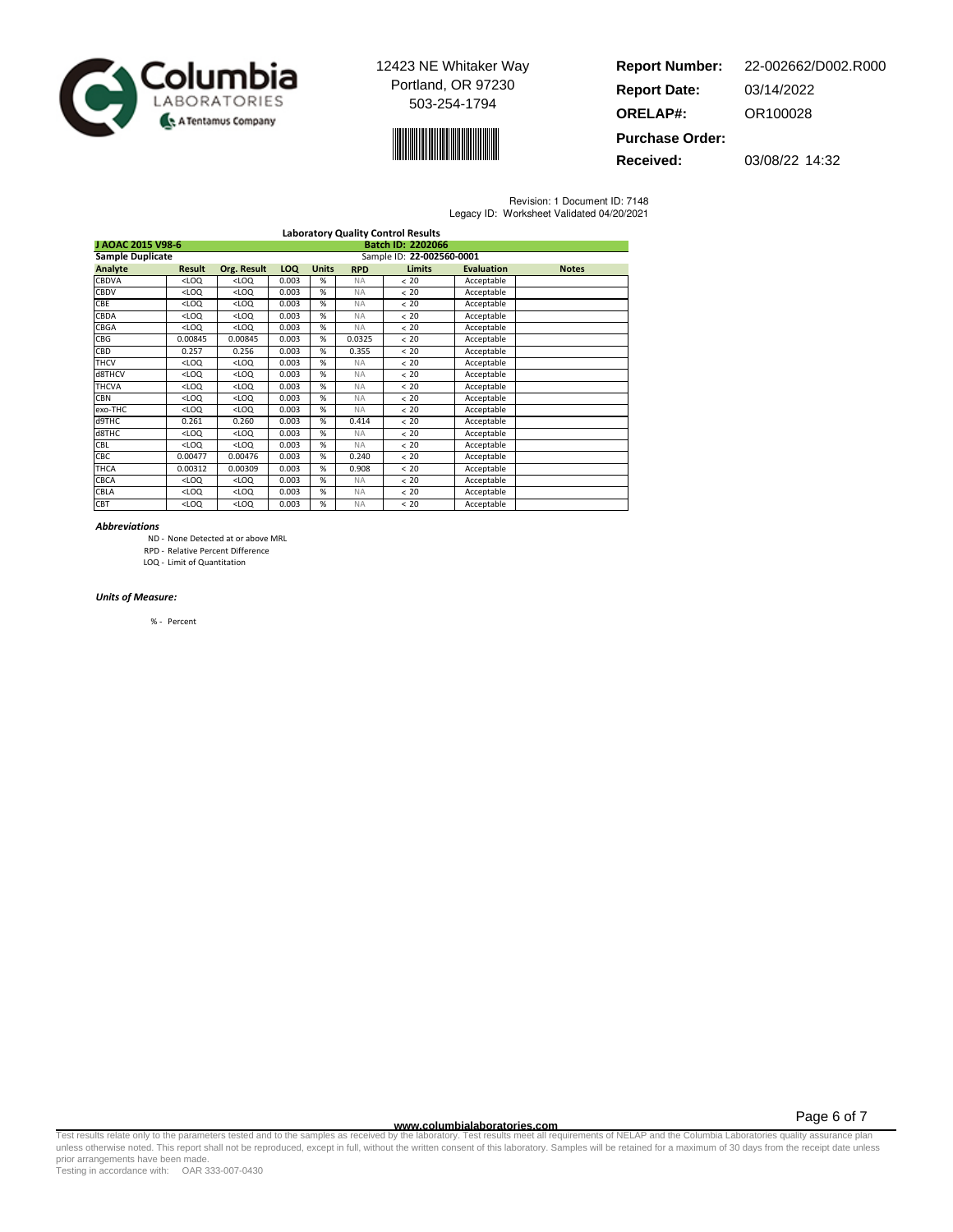Columbia LABORATORIES
A Tentamus Company

12423 NE Whitaker Way
Portland, OR 97230
503-254-1794

**Report Number:** 22-002662/D002.R000
**Report Date:** 03/14/2022
**ORELAP#:** OR100028
**Purchase Order:**
**Received:** 03/08/22 14:32

Revision: 1 Document ID: 7148
Legacy ID: Worksheet Validated 04/20/2021

## Laboratory Quality Control Results

**J AOAC 2015 V98-6** — **Batch ID: 2202066**

**Sample Duplicate** — Sample ID: **22-002560-0001**

| Analyte | Result | Org. Result | LOQ | Units | RPD | Limits | Evaluation | Notes |
|---|---|---|---|---|---|---|---|---|
| CBDVA | <LOQ | <LOQ | 0.003 | % | NA | < 20 | Acceptable | |
| CBDV | <LOQ | <LOQ | 0.003 | % | NA | < 20 | Acceptable | |
| CBE | <LOQ | <LOQ | 0.003 | % | NA | < 20 | Acceptable | |
| CBDA | <LOQ | <LOQ | 0.003 | % | NA | < 20 | Acceptable | |
| CBGA | <LOQ | <LOQ | 0.003 | % | NA | < 20 | Acceptable | |
| CBG | 0.00845 | 0.00845 | 0.003 | % | 0.0325 | < 20 | Acceptable | |
| CBD | 0.257 | 0.256 | 0.003 | % | 0.355 | < 20 | Acceptable | |
| THCV | <LOQ | <LOQ | 0.003 | % | NA | < 20 | Acceptable | |
| d8THCV | <LOQ | <LOQ | 0.003 | % | NA | < 20 | Acceptable | |
| THCVA | <LOQ | <LOQ | 0.003 | % | NA | < 20 | Acceptable | |
| CBN | <LOQ | <LOQ | 0.003 | % | NA | < 20 | Acceptable | |
| exo-THC | <LOQ | <LOQ | 0.003 | % | NA | < 20 | Acceptable | |
| d9THC | 0.261 | 0.260 | 0.003 | % | 0.414 | < 20 | Acceptable | |
| d8THC | <LOQ | <LOQ | 0.003 | % | NA | < 20 | Acceptable | |
| CBL | <LOQ | <LOQ | 0.003 | % | NA | < 20 | Acceptable | |
| CBC | 0.00477 | 0.00476 | 0.003 | % | 0.240 | < 20 | Acceptable | |
| THCA | 0.00312 | 0.00309 | 0.003 | % | 0.908 | < 20 | Acceptable | |
| CBCA | <LOQ | <LOQ | 0.003 | % | NA | < 20 | Acceptable | |
| CBLA | <LOQ | <LOQ | 0.003 | % | NA | < 20 | Acceptable | |
| CBT | <LOQ | <LOQ | 0.003 | % | NA | < 20 | Acceptable | |

***Abbreviations***

ND - None Detected at or above MRL
RPD - Relative Percent Difference
LOQ - Limit of Quantitation

***Units of Measure:***

% - Percent

www.columbialaboratories.com

Test results relate only to the parameters tested and to the samples as received by the laboratory. Test results meet all requirements of NELAP and the Columbia Laboratories quality assurance plan unless otherwise noted. This report shall not be reproduced, except in full, without the written consent of this laboratory. Samples will be retained for a maximum of 30 days from the receipt date unless prior arrangements have been made.
Testing in accordance with: OAR 333-007-0430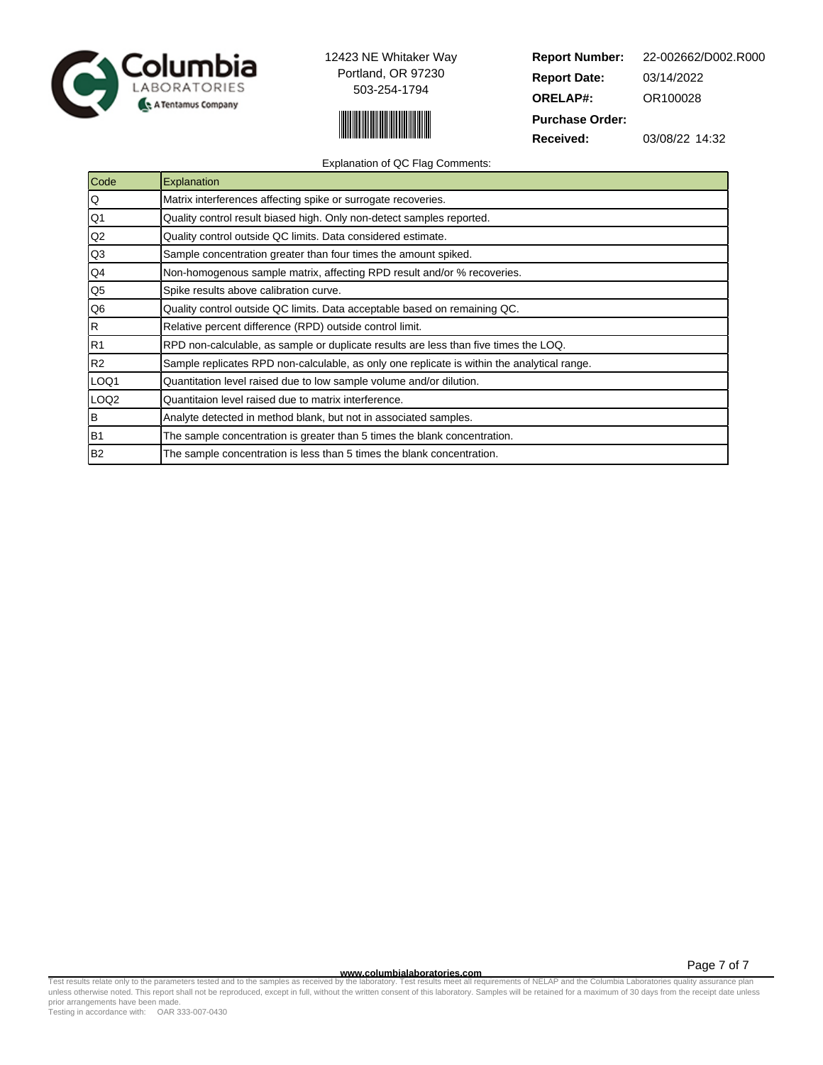12423 NE Whitaker Way
Portland, OR 97230
503-254-1794

**Report Number:** 22-002662/D002.R000
**Report Date:** 03/14/2022
**ORELAP#:** OR100028
**Purchase Order:**
**Received:** 03/08/22 14:32

Explanation of QC Flag Comments:

| Code | Explanation |
|---|---|
| Q | Matrix interferences affecting spike or surrogate recoveries. |
| Q1 | Quality control result biased high. Only non-detect samples reported. |
| Q2 | Quality control outside QC limits. Data considered estimate. |
| Q3 | Sample concentration greater than four times the amount spiked. |
| Q4 | Non-homogenous sample matrix, affecting RPD result and/or % recoveries. |
| Q5 | Spike results above calibration curve. |
| Q6 | Quality control outside QC limits. Data acceptable based on remaining QC. |
| R | Relative percent difference (RPD) outside control limit. |
| R1 | RPD non-calculable, as sample or duplicate results are less than five times the LOQ. |
| R2 | Sample replicates RPD non-calculable, as only one replicate is within the analytical range. |
| LOQ1 | Quantitation level raised due to low sample volume and/or dilution. |
| LOQ2 | Quantitaion level raised due to matrix interference. |
| B | Analyte detected in method blank, but not in associated samples. |
| B1 | The sample concentration is greater than 5 times the blank concentration. |
| B2 | The sample concentration is less than 5 times the blank concentration. |

www.columbialaboratories.com

Test results relate only to the parameters tested and to the samples as received by the laboratory. Test results meet all requirements of NELAP and the Columbia Laboratories quality assurance plan unless otherwise noted. This report shall not be reproduced, except in full, without the written consent of this laboratory. Samples will be retained for a maximum of 30 days from the receipt date unless prior arrangements have been made.
Testing in accordance with: OAR 333-007-0430